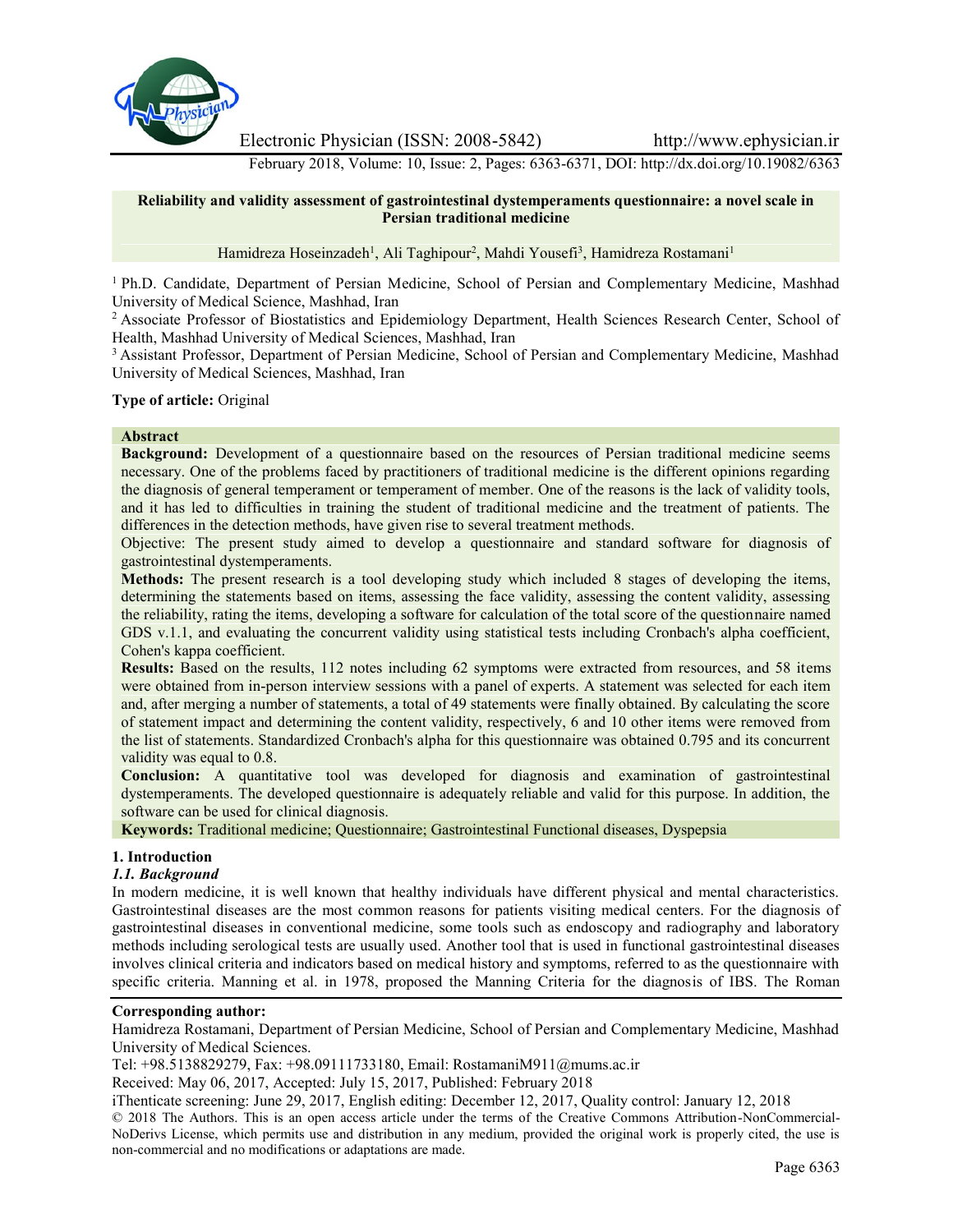# Reliability and validity assessment of gastrointestinal dystemperaments questionnaire: a novel scale in Persian traditional medicine

Hamidreza Hoseinzadeh[1], Ali Taghipour[2], Mahdi Yousefi[3], Hamidreza Rostamani[1]

[1] Ph.D. Candidate, Department of Persian Medicine, School of Persian and Complementary Medicine, Mashhad University of Medical Science, Mashhad, Iran

[2] Associate Professor of Biostatistics and Epidemiology Department, Health Sciences Research Center, School of Health, Mashhad University of Medical Sciences, Mashhad, Iran

[3] Assistant Professor, Department of Persian Medicine, School of Persian and Complementary Medicine, Mashhad University of Medical Sciences, Mashhad, Iran

**Type of article:** Original

## Abstract

**Background:** Development of a questionnaire based on the resources of Persian traditional medicine seems necessary. One of the problems faced by practitioners of traditional medicine is the different opinions regarding the diagnosis of general temperament or temperament of member. One of the reasons is the lack of validity tools, and it has led to difficulties in training the student of traditional medicine and the treatment of patients. The differences in the detection methods, have given rise to several treatment methods.

Objective: The present study aimed to develop a questionnaire and standard software for diagnosis of gastrointestinal dystemperaments.

**Methods:** The present research is a tool developing study which included 8 stages of developing the items, determining the statements based on items, assessing the face validity, assessing the content validity, assessing the reliability, rating the items, developing a software for calculation of the total score of the questionnaire named GDS v.1.1, and evaluating the concurrent validity using statistical tests including Cronbach's alpha coefficient, Cohen's kappa coefficient.

**Results:** Based on the results, 112 notes including 62 symptoms were extracted from resources, and 58 items were obtained from in-person interview sessions with a panel of experts. A statement was selected for each item and, after merging a number of statements, a total of 49 statements were finally obtained. By calculating the score of statement impact and determining the content validity, respectively, 6 and 10 other items were removed from the list of statements. Standardized Cronbach's alpha for this questionnaire was obtained 0.795 and its concurrent validity was equal to 0.8.

**Conclusion:** A quantitative tool was developed for diagnosis and examination of gastrointestinal dystemperaments. The developed questionnaire is adequately reliable and valid for this purpose. In addition, the software can be used for clinical diagnosis.

**Keywords:** Traditional medicine; Questionnaire; Gastrointestinal Functional diseases, Dyspepsia

## 1. Introduction

### *1.1. Background*

In modern medicine, it is well known that healthy individuals have different physical and mental characteristics. Gastrointestinal diseases are the most common reasons for patients visiting medical centers. For the diagnosis of gastrointestinal diseases in conventional medicine, some tools such as endoscopy and radiography and laboratory methods including serological tests are usually used. Another tool that is used in functional gastrointestinal diseases involves clinical criteria and indicators based on medical history and symptoms, referred to as the questionnaire with specific criteria. Manning et al. in 1978, proposed the Manning Criteria for the diagnosis of IBS. The Roman

**Corresponding author:**

Hamidreza Rostamani, Department of Persian Medicine, School of Persian and Complementary Medicine, Mashhad University of Medical Sciences.

Tel: +98.5138829279, Fax: +98.09111733180, Email: RostamaniM911@mums.ac.ir

Received: May 06, 2017, Accepted: July 15, 2017, Published: February 2018

iThenticate screening: June 29, 2017, English editing: December 12, 2017, Quality control: January 12, 2018

© 2018 The Authors. This is an open access article under the terms of the Creative Commons Attribution-NonCommercial-NoDerivs License, which permits use and distribution in any medium, provided the original work is properly cited, the use is non-commercial and no modifications or adaptations are made.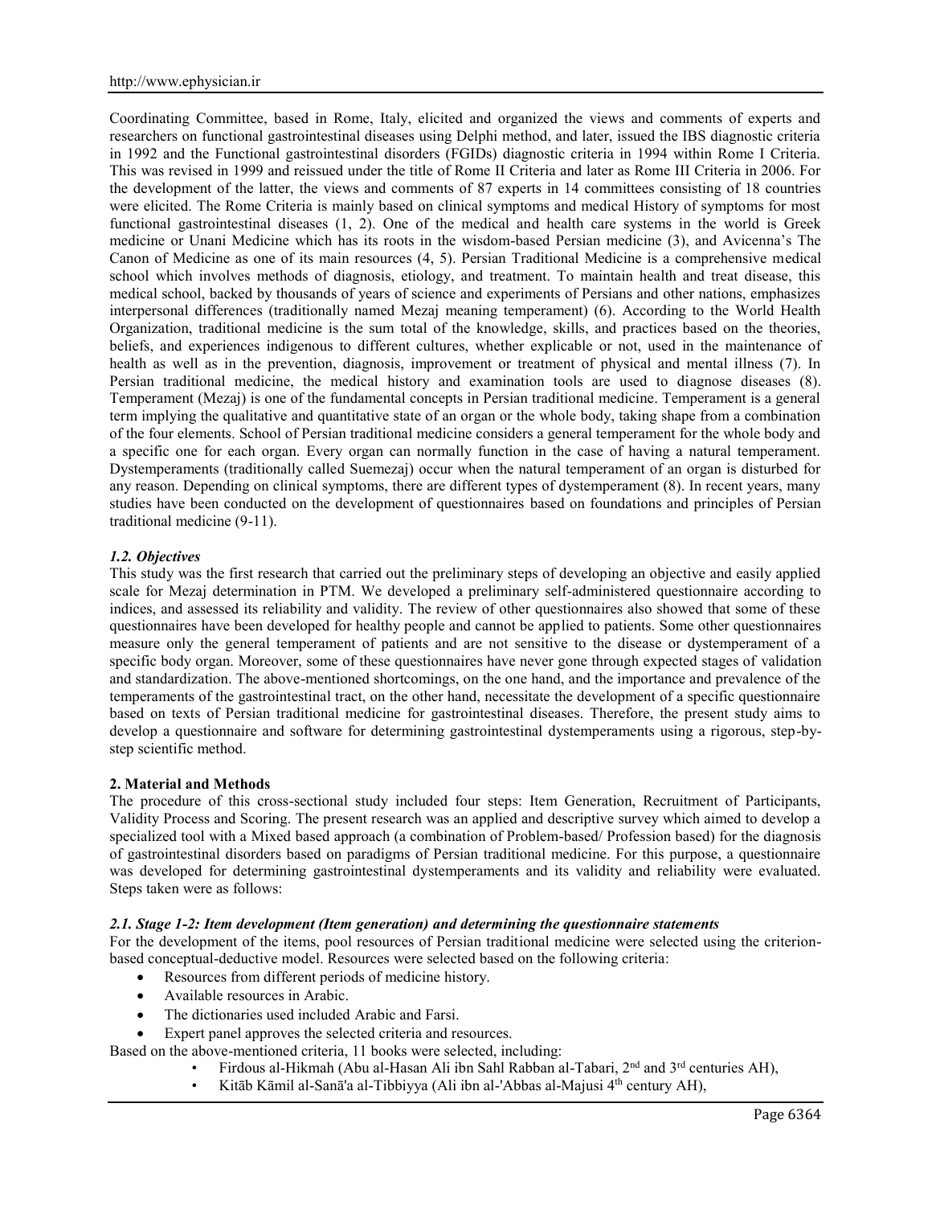Coordinating Committee, based in Rome, Italy, elicited and organized the views and comments of experts and researchers on functional gastrointestinal diseases using Delphi method, and later, issued the IBS diagnostic criteria in 1992 and the Functional gastrointestinal disorders (FGIDs) diagnostic criteria in 1994 within Rome I Criteria. This was revised in 1999 and reissued under the title of Rome II Criteria and later as Rome III Criteria in 2006. For the development of the latter, the views and comments of 87 experts in 14 committees consisting of 18 countries were elicited. The Rome Criteria is mainly based on clinical symptoms and medical History of symptoms for most functional gastrointestinal diseases (1, 2). One of the medical and health care systems in the world is Greek medicine or Unani Medicine which has its roots in the wisdom-based Persian medicine (3), and Avicenna's The Canon of Medicine as one of its main resources (4, 5). Persian Traditional Medicine is a comprehensive medical school which involves methods of diagnosis, etiology, and treatment. To maintain health and treat disease, this medical school, backed by thousands of years of science and experiments of Persians and other nations, emphasizes interpersonal differences (traditionally named Mezaj meaning temperament) (6). According to the World Health Organization, traditional medicine is the sum total of the knowledge, skills, and practices based on the theories, beliefs, and experiences indigenous to different cultures, whether explicable or not, used in the maintenance of health as well as in the prevention, diagnosis, improvement or treatment of physical and mental illness (7). In Persian traditional medicine, the medical history and examination tools are used to diagnose diseases (8). Temperament (Mezaj) is one of the fundamental concepts in Persian traditional medicine. Temperament is a general term implying the qualitative and quantitative state of an organ or the whole body, taking shape from a combination of the four elements. School of Persian traditional medicine considers a general temperament for the whole body and a specific one for each organ. Every organ can normally function in the case of having a natural temperament. Dystemperaments (traditionally called Suemezaj) occur when the natural temperament of an organ is disturbed for any reason. Depending on clinical symptoms, there are different types of dystemperament (8). In recent years, many studies have been conducted on the development of questionnaires based on foundations and principles of Persian traditional medicine (9-11).

### *1.2. Objectives*

This study was the first research that carried out the preliminary steps of developing an objective and easily applied scale for Mezaj determination in PTM. We developed a preliminary self-administered questionnaire according to indices, and assessed its reliability and validity. The review of other questionnaires also showed that some of these questionnaires have been developed for healthy people and cannot be applied to patients. Some other questionnaires measure only the general temperament of patients and are not sensitive to the disease or dystemperament of a specific body organ. Moreover, some of these questionnaires have never gone through expected stages of validation and standardization. The above-mentioned shortcomings, on the one hand, and the importance and prevalence of the temperaments of the gastrointestinal tract, on the other hand, necessitate the development of a specific questionnaire based on texts of Persian traditional medicine for gastrointestinal diseases. Therefore, the present study aims to develop a questionnaire and software for determining gastrointestinal dystemperaments using a rigorous, step-by-step scientific method.

## **2. Material and Methods**

The procedure of this cross-sectional study included four steps: Item Generation, Recruitment of Participants, Validity Process and Scoring. The present research was an applied and descriptive survey which aimed to develop a specialized tool with a Mixed based approach (a combination of Problem-based/ Profession based) for the diagnosis of gastrointestinal disorders based on paradigms of Persian traditional medicine. For this purpose, a questionnaire was developed for determining gastrointestinal dystemperaments and its validity and reliability were evaluated. Steps taken were as follows:

### *2.1. Stage 1-2: Item development (Item generation) and determining the questionnaire statements*

For the development of the items, pool resources of Persian traditional medicine were selected using the criterion-based conceptual-deductive model. Resources were selected based on the following criteria:

- Resources from different periods of medicine history.
- Available resources in Arabic.
- The dictionaries used included Arabic and Farsi.
- Expert panel approves the selected criteria and resources.

Based on the above-mentioned criteria, 11 books were selected, including:

- Firdous al-Hikmah (Abu al-Hasan Ali ibn Sahl Rabban al-Tabari, 2nd and 3rd centuries AH),
- Kitāb Kāmil al-Sanā'a al-Tibbiyya (Ali ibn al-'Abbas al-Majusi 4th century AH),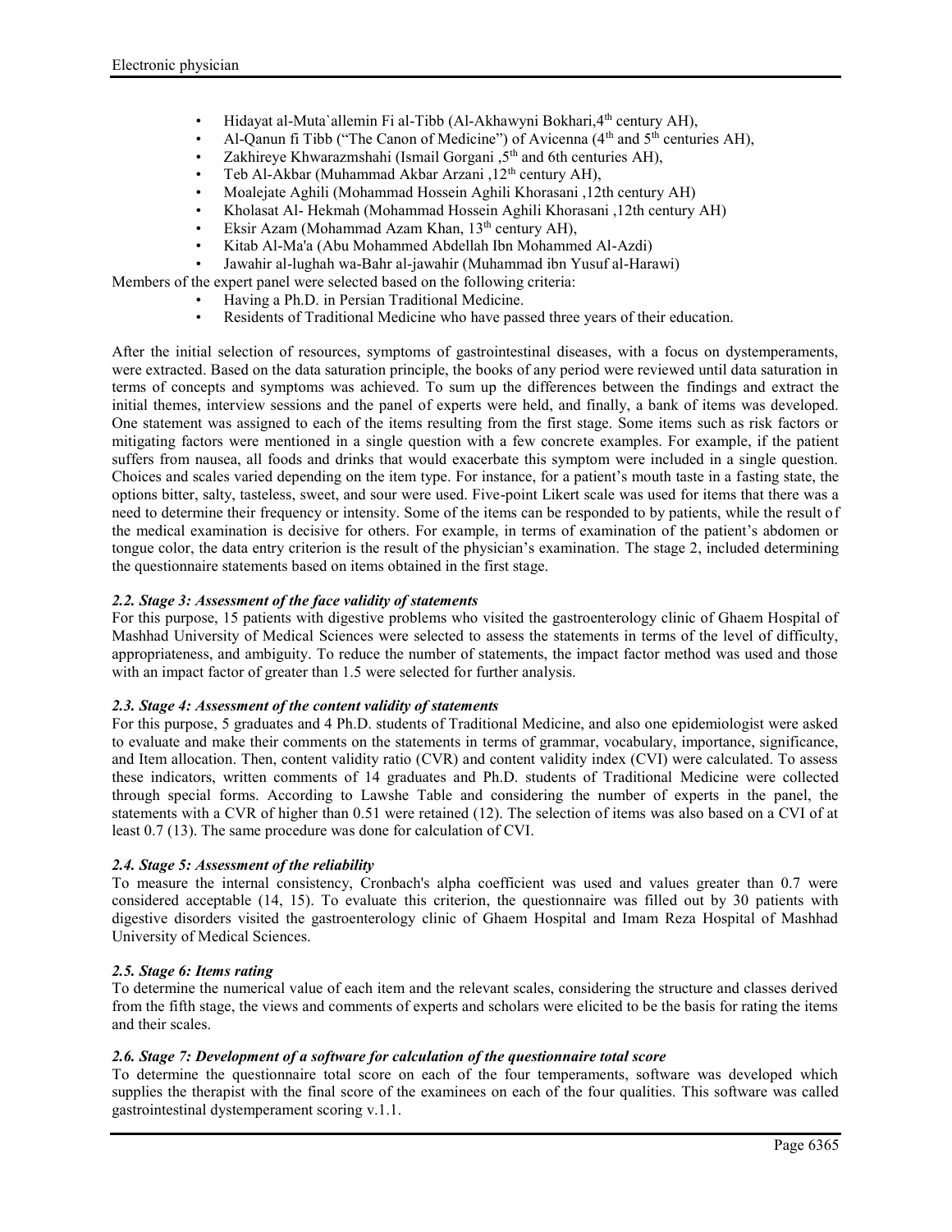- Hidayat al-Muta`allemin Fi al-Tibb (Al-Akhawyni Bokhari,4th century AH),
- Al-Qanun fi Tibb ("The Canon of Medicine") of Avicenna (4th and 5th centuries AH),
- Zakhireye Khwarazmshahi (Ismail Gorgani ,5th and 6th centuries AH),
- Teb Al-Akbar (Muhammad Akbar Arzani ,12th century AH),
- Moalejate Aghili (Mohammad Hossein Aghili Khorasani ,12th century AH)
- Kholasat Al- Hekmah (Mohammad Hossein Aghili Khorasani ,12th century AH)
- Eksir Azam (Mohammad Azam Khan, 13th century AH),
- Kitab Al-Ma'a (Abu Mohammed Abdellah Ibn Mohammed Al-Azdi)
- Jawahir al-lughah wa-Bahr al-jawahir (Muhammad ibn Yusuf al-Harawi)

Members of the expert panel were selected based on the following criteria:

- Having a Ph.D. in Persian Traditional Medicine.
- Residents of Traditional Medicine who have passed three years of their education.

After the initial selection of resources, symptoms of gastrointestinal diseases, with a focus on dystemperaments, were extracted. Based on the data saturation principle, the books of any period were reviewed until data saturation in terms of concepts and symptoms was achieved. To sum up the differences between the findings and extract the initial themes, interview sessions and the panel of experts were held, and finally, a bank of items was developed. One statement was assigned to each of the items resulting from the first stage. Some items such as risk factors or mitigating factors were mentioned in a single question with a few concrete examples. For example, if the patient suffers from nausea, all foods and drinks that would exacerbate this symptom were included in a single question. Choices and scales varied depending on the item type. For instance, for a patient's mouth taste in a fasting state, the options bitter, salty, tasteless, sweet, and sour were used. Five-point Likert scale was used for items that there was a need to determine their frequency or intensity. Some of the items can be responded to by patients, while the result of the medical examination is decisive for others. For example, in terms of examination of the patient's abdomen or tongue color, the data entry criterion is the result of the physician's examination. The stage 2, included determining the questionnaire statements based on items obtained in the first stage.

### *2.2. Stage 3: Assessment of the face validity of statements*

For this purpose, 15 patients with digestive problems who visited the gastroenterology clinic of Ghaem Hospital of Mashhad University of Medical Sciences were selected to assess the statements in terms of the level of difficulty, appropriateness, and ambiguity. To reduce the number of statements, the impact factor method was used and those with an impact factor of greater than 1.5 were selected for further analysis.

### *2.3. Stage 4: Assessment of the content validity of statements*

For this purpose, 5 graduates and 4 Ph.D. students of Traditional Medicine, and also one epidemiologist were asked to evaluate and make their comments on the statements in terms of grammar, vocabulary, importance, significance, and Item allocation. Then, content validity ratio (CVR) and content validity index (CVI) were calculated. To assess these indicators, written comments of 14 graduates and Ph.D. students of Traditional Medicine were collected through special forms. According to Lawshe Table and considering the number of experts in the panel, the statements with a CVR of higher than 0.51 were retained (12). The selection of items was also based on a CVI of at least 0.7 (13). The same procedure was done for calculation of CVI.

### *2.4. Stage 5: Assessment of the reliability*

To measure the internal consistency, Cronbach's alpha coefficient was used and values greater than 0.7 were considered acceptable (14, 15). To evaluate this criterion, the questionnaire was filled out by 30 patients with digestive disorders visited the gastroenterology clinic of Ghaem Hospital and Imam Reza Hospital of Mashhad University of Medical Sciences.

### *2.5. Stage 6: Items rating*

To determine the numerical value of each item and the relevant scales, considering the structure and classes derived from the fifth stage, the views and comments of experts and scholars were elicited to be the basis for rating the items and their scales.

### *2.6. Stage 7: Development of a software for calculation of the questionnaire total score*

To determine the questionnaire total score on each of the four temperaments, software was developed which supplies the therapist with the final score of the examinees on each of the four qualities. This software was called gastrointestinal dystemperament scoring v.1.1.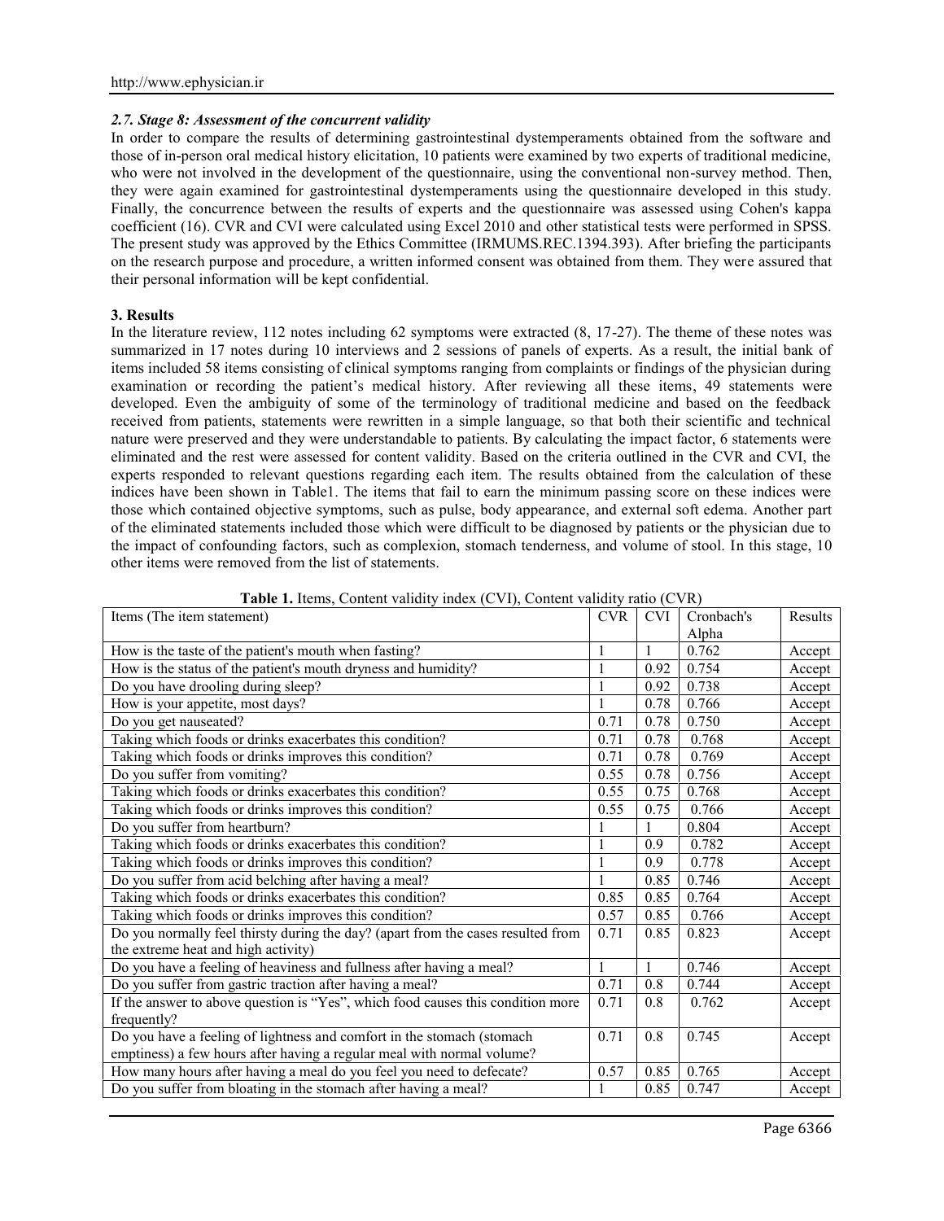### 2.7. Stage 8: Assessment of the concurrent validity

In order to compare the results of determining gastrointestinal dystemperaments obtained from the software and those of in-person oral medical history elicitation, 10 patients were examined by two experts of traditional medicine, who were not involved in the development of the questionnaire, using the conventional non-survey method. Then, they were again examined for gastrointestinal dystemperaments using the questionnaire developed in this study. Finally, the concurrence between the results of experts and the questionnaire was assessed using Cohen's kappa coefficient (16). CVR and CVI were calculated using Excel 2010 and other statistical tests were performed in SPSS. The present study was approved by the Ethics Committee (IRMUMS.REC.1394.393). After briefing the participants on the research purpose and procedure, a written informed consent was obtained from them. They were assured that their personal information will be kept confidential.

## 3. Results

In the literature review, 112 notes including 62 symptoms were extracted (8, 17-27). The theme of these notes was summarized in 17 notes during 10 interviews and 2 sessions of panels of experts. As a result, the initial bank of items included 58 items consisting of clinical symptoms ranging from complaints or findings of the physician during examination or recording the patient's medical history. After reviewing all these items, 49 statements were developed. Even the ambiguity of some of the terminology of traditional medicine and based on the feedback received from patients, statements were rewritten in a simple language, so that both their scientific and technical nature were preserved and they were understandable to patients. By calculating the impact factor, 6 statements were eliminated and the rest were assessed for content validity. Based on the criteria outlined in the CVR and CVI, the experts responded to relevant questions regarding each item. The results obtained from the calculation of these indices have been shown in Table1. The items that fail to earn the minimum passing score on these indices were those which contained objective symptoms, such as pulse, body appearance, and external soft edema. Another part of the eliminated statements included those which were difficult to be diagnosed by patients or the physician due to the impact of confounding factors, such as complexion, stomach tenderness, and volume of stool. In this stage, 10 other items were removed from the list of statements.

**Table 1.** Items, Content validity index (CVI), Content validity ratio (CVR)

| Items (The item statement) | CVR | CVI | Cronbach's Alpha | Results |
|---|---|---|---|---|
| How is the taste of the patient's mouth when fasting? | 1 | 1 | 0.762 | Accept |
| How is the status of the patient's mouth dryness and humidity? | 1 | 0.92 | 0.754 | Accept |
| Do you have drooling during sleep? | 1 | 0.92 | 0.738 | Accept |
| How is your appetite, most days? | 1 | 0.78 | 0.766 | Accept |
| Do you get nauseated? | 0.71 | 0.78 | 0.750 | Accept |
| Taking which foods or drinks exacerbates this condition? | 0.71 | 0.78 | 0.768 | Accept |
| Taking which foods or drinks improves this condition? | 0.71 | 0.78 | 0.769 | Accept |
| Do you suffer from vomiting? | 0.55 | 0.78 | 0.756 | Accept |
| Taking which foods or drinks exacerbates this condition? | 0.55 | 0.75 | 0.768 | Accept |
| Taking which foods or drinks improves this condition? | 0.55 | 0.75 | 0.766 | Accept |
| Do you suffer from heartburn? | 1 | 1 | 0.804 | Accept |
| Taking which foods or drinks exacerbates this condition? | 1 | 0.9 | 0.782 | Accept |
| Taking which foods or drinks improves this condition? | 1 | 0.9 | 0.778 | Accept |
| Do you suffer from acid belching after having a meal? | 1 | 0.85 | 0.746 | Accept |
| Taking which foods or drinks exacerbates this condition? | 0.85 | 0.85 | 0.764 | Accept |
| Taking which foods or drinks improves this condition? | 0.57 | 0.85 | 0.766 | Accept |
| Do you normally feel thirsty during the day? (apart from the cases resulted from the extreme heat and high activity) | 0.71 | 0.85 | 0.823 | Accept |
| Do you have a feeling of heaviness and fullness after having a meal? | 1 | 1 | 0.746 | Accept |
| Do you suffer from gastric traction after having a meal? | 0.71 | 0.8 | 0.744 | Accept |
| If the answer to above question is "Yes", which food causes this condition more frequently? | 0.71 | 0.8 | 0.762 | Accept |
| Do you have a feeling of lightness and comfort in the stomach (stomach emptiness) a few hours after having a regular meal with normal volume? | 0.71 | 0.8 | 0.745 | Accept |
| How many hours after having a meal do you feel you need to defecate? | 0.57 | 0.85 | 0.765 | Accept |
| Do you suffer from bloating in the stomach after having a meal? | 1 | 0.85 | 0.747 | Accept |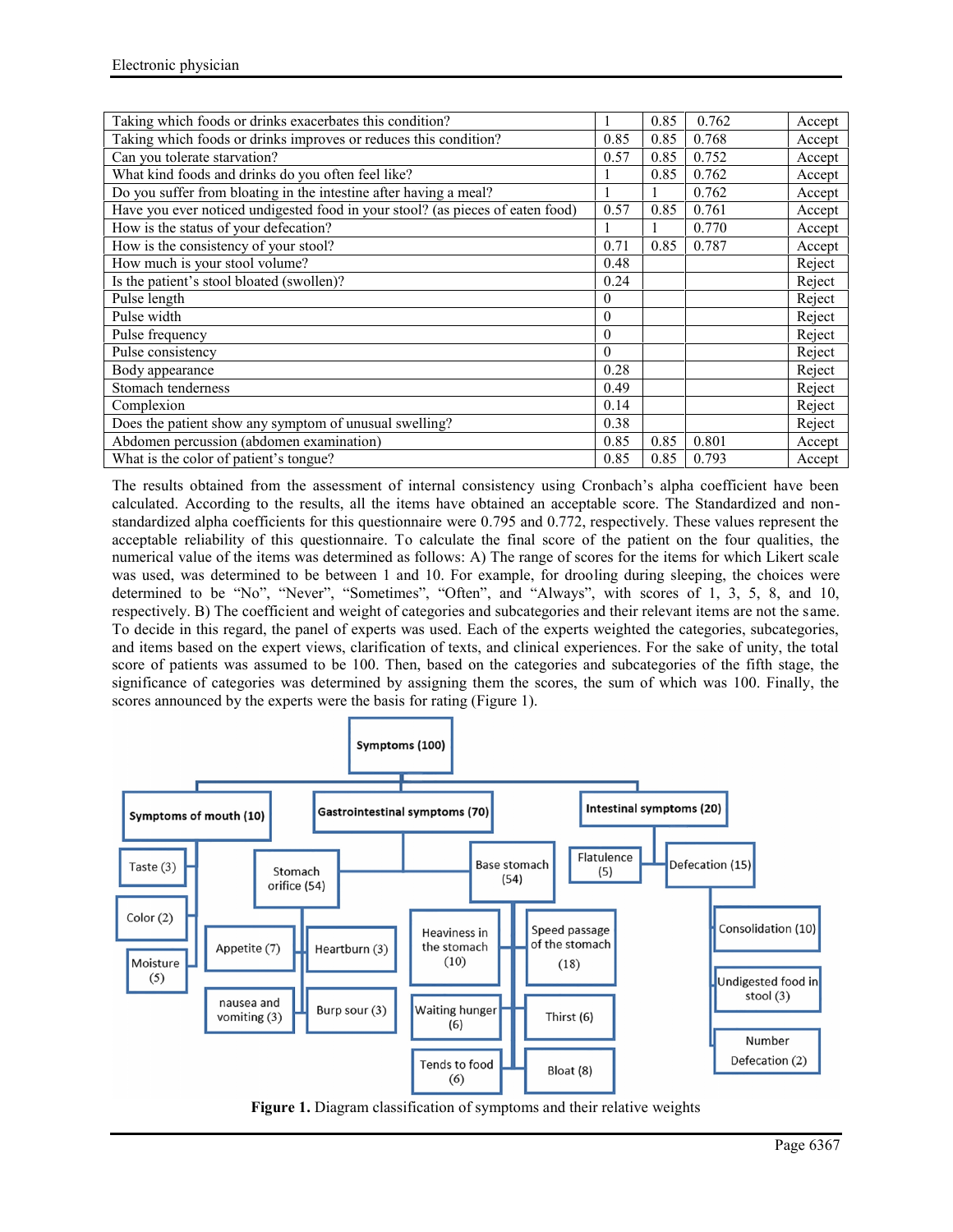| | | | | |
|---|---|---|---|---|
| Taking which foods or drinks exacerbates this condition? | 1 | 0.85 | 0.762 | Accept |
| Taking which foods or drinks improves or reduces this condition? | 0.85 | 0.85 | 0.768 | Accept |
| Can you tolerate starvation? | 0.57 | 0.85 | 0.752 | Accept |
| What kind foods and drinks do you often feel like? | 1 | 0.85 | 0.762 | Accept |
| Do you suffer from bloating in the intestine after having a meal? | 1 | 1 | 0.762 | Accept |
| Have you ever noticed undigested food in your stool? (as pieces of eaten food) | 0.57 | 0.85 | 0.761 | Accept |
| How is the status of your defecation? | 1 | 1 | 0.770 | Accept |
| How is the consistency of your stool? | 0.71 | 0.85 | 0.787 | Accept |
| How much is your stool volume? | 0.48 | | | Reject |
| Is the patient's stool bloated (swollen)? | 0.24 | | | Reject |
| Pulse length | 0 | | | Reject |
| Pulse width | 0 | | | Reject |
| Pulse frequency | 0 | | | Reject |
| Pulse consistency | 0 | | | Reject |
| Body appearance | 0.28 | | | Reject |
| Stomach tenderness | 0.49 | | | Reject |
| Complexion | 0.14 | | | Reject |
| Does the patient show any symptom of unusual swelling? | 0.38 | | | Reject |
| Abdomen percussion (abdomen examination) | 0.85 | 0.85 | 0.801 | Accept |
| What is the color of patient's tongue? | 0.85 | 0.85 | 0.793 | Accept |

The results obtained from the assessment of internal consistency using Cronbach's alpha coefficient have been calculated. According to the results, all the items have obtained an acceptable score. The Standardized and non-standardized alpha coefficients for this questionnaire were 0.795 and 0.772, respectively. These values represent the acceptable reliability of this questionnaire. To calculate the final score of the patient on the four qualities, the numerical value of the items was determined as follows: A) The range of scores for the items for which Likert scale was used, was determined to be between 1 and 10. For example, for drooling during sleeping, the choices were determined to be "No", "Never", "Sometimes", "Often", and "Always", with scores of 1, 3, 5, 8, and 10, respectively. B) The coefficient and weight of categories and subcategories and their relevant items are not the same. To decide in this regard, the panel of experts was used. Each of the experts weighted the categories, subcategories, and items based on the expert views, clarification of texts, and clinical experiences. For the sake of unity, the total score of patients was assumed to be 100. Then, based on the categories and subcategories of the fifth stage, the significance of categories was determined by assigning them the scores, the sum of which was 100. Finally, the scores announced by the experts were the basis for rating (Figure 1).

**Figure 1.** Diagram classification of symptoms and their relative weights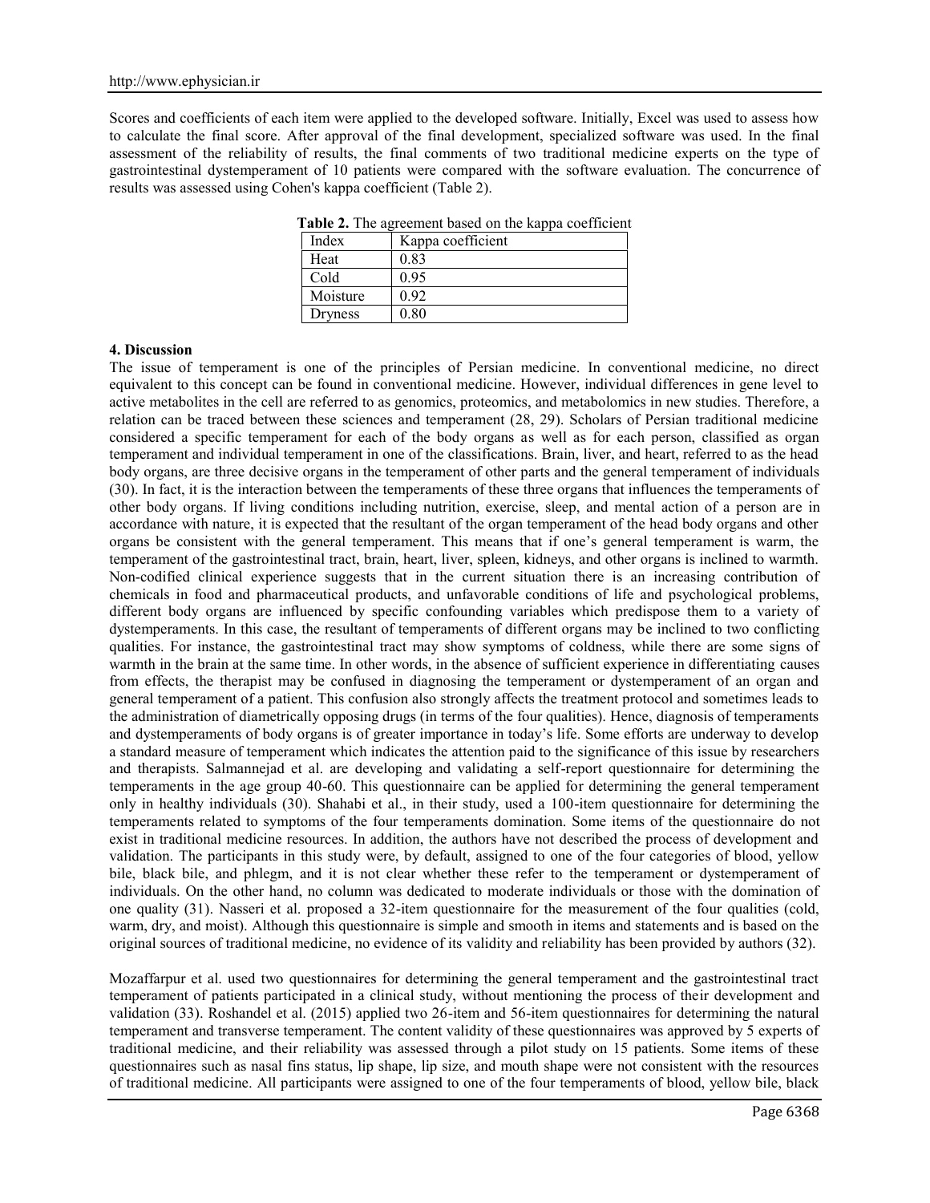Scores and coefficients of each item were applied to the developed software. Initially, Excel was used to assess how to calculate the final score. After approval of the final development, specialized software was used. In the final assessment of the reliability of results, the final comments of two traditional medicine experts on the type of gastrointestinal dystemperament of 10 patients were compared with the software evaluation. The concurrence of results was assessed using Cohen's kappa coefficient (Table 2).

**Table 2.** The agreement based on the kappa coefficient

| Index | Kappa coefficient |
| --- | --- |
| Heat | 0.83 |
| Cold | 0.95 |
| Moisture | 0.92 |
| Dryness | 0.80 |

### 4. Discussion

The issue of temperament is one of the principles of Persian medicine. In conventional medicine, no direct equivalent to this concept can be found in conventional medicine. However, individual differences in gene level to active metabolites in the cell are referred to as genomics, proteomics, and metabolomics in new studies. Therefore, a relation can be traced between these sciences and temperament (28, 29). Scholars of Persian traditional medicine considered a specific temperament for each of the body organs as well as for each person, classified as organ temperament and individual temperament in one of the classifications. Brain, liver, and heart, referred to as the head body organs, are three decisive organs in the temperament of other parts and the general temperament of individuals (30). In fact, it is the interaction between the temperaments of these three organs that influences the temperaments of other body organs. If living conditions including nutrition, exercise, sleep, and mental action of a person are in accordance with nature, it is expected that the resultant of the organ temperament of the head body organs and other organs be consistent with the general temperament. This means that if one's general temperament is warm, the temperament of the gastrointestinal tract, brain, heart, liver, spleen, kidneys, and other organs is inclined to warmth. Non-codified clinical experience suggests that in the current situation there is an increasing contribution of chemicals in food and pharmaceutical products, and unfavorable conditions of life and psychological problems, different body organs are influenced by specific confounding variables which predispose them to a variety of dystemperaments. In this case, the resultant of temperaments of different organs may be inclined to two conflicting qualities. For instance, the gastrointestinal tract may show symptoms of coldness, while there are some signs of warmth in the brain at the same time. In other words, in the absence of sufficient experience in differentiating causes from effects, the therapist may be confused in diagnosing the temperament or dystemperament of an organ and general temperament of a patient. This confusion also strongly affects the treatment protocol and sometimes leads to the administration of diametrically opposing drugs (in terms of the four qualities). Hence, diagnosis of temperaments and dystemperaments of body organs is of greater importance in today's life. Some efforts are underway to develop a standard measure of temperament which indicates the attention paid to the significance of this issue by researchers and therapists. Salmannejad et al. are developing and validating a self-report questionnaire for determining the temperaments in the age group 40-60. This questionnaire can be applied for determining the general temperament only in healthy individuals (30). Shahabi et al., in their study, used a 100-item questionnaire for determining the temperaments related to symptoms of the four temperaments domination. Some items of the questionnaire do not exist in traditional medicine resources. In addition, the authors have not described the process of development and validation. The participants in this study were, by default, assigned to one of the four categories of blood, yellow bile, black bile, and phlegm, and it is not clear whether these refer to the temperament or dystemperament of individuals. On the other hand, no column was dedicated to moderate individuals or those with the domination of one quality (31). Nasseri et al. proposed a 32-item questionnaire for the measurement of the four qualities (cold, warm, dry, and moist). Although this questionnaire is simple and smooth in items and statements and is based on the original sources of traditional medicine, no evidence of its validity and reliability has been provided by authors (32).

Mozaffarpur et al. used two questionnaires for determining the general temperament and the gastrointestinal tract temperament of patients participated in a clinical study, without mentioning the process of their development and validation (33). Roshandel et al. (2015) applied two 26-item and 56-item questionnaires for determining the natural temperament and transverse temperament. The content validity of these questionnaires was approved by 5 experts of traditional medicine, and their reliability was assessed through a pilot study on 15 patients. Some items of these questionnaires such as nasal fins status, lip shape, lip size, and mouth shape were not consistent with the resources of traditional medicine. All participants were assigned to one of the four temperaments of blood, yellow bile, black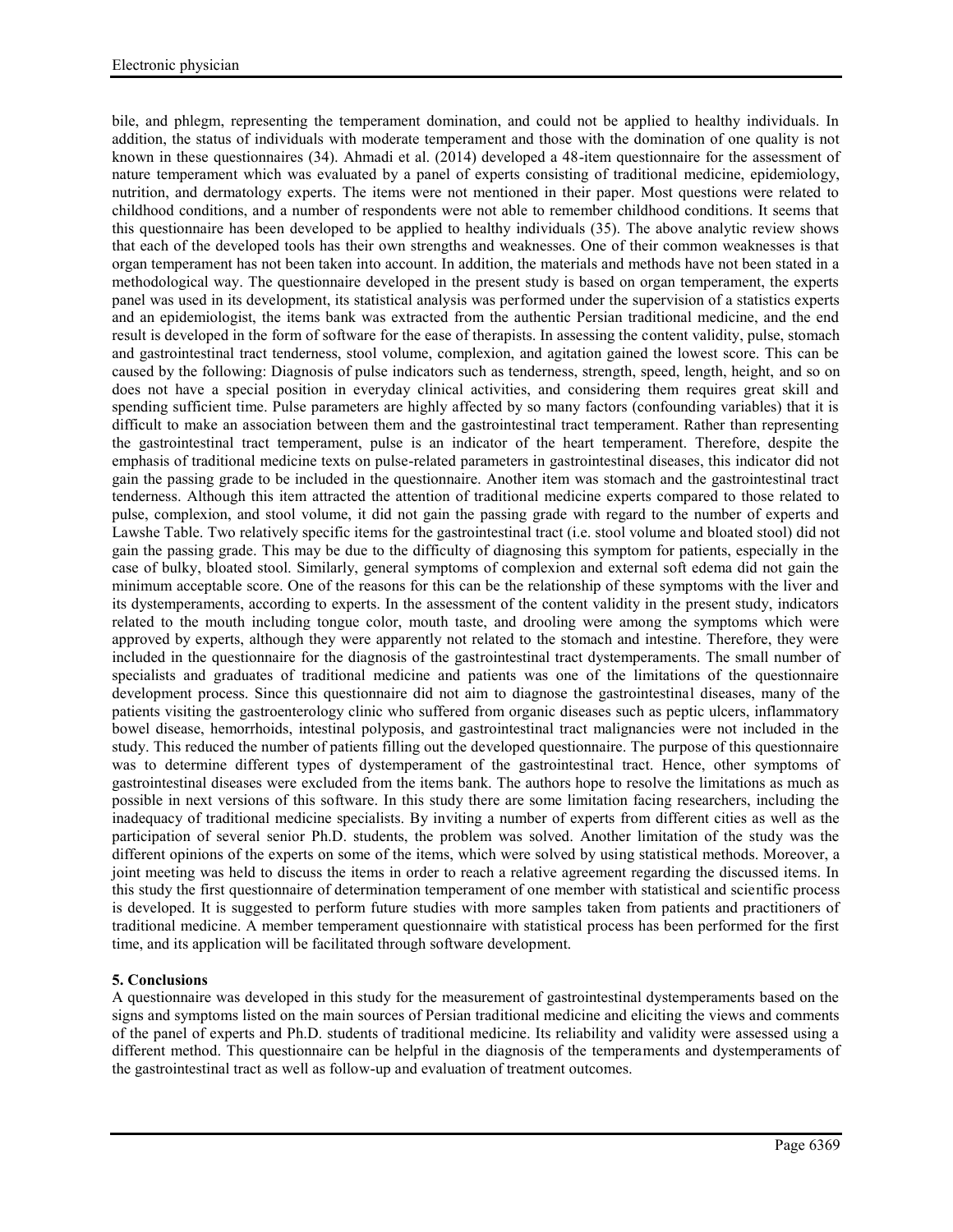bile, and phlegm, representing the temperament domination, and could not be applied to healthy individuals. In addition, the status of individuals with moderate temperament and those with the domination of one quality is not known in these questionnaires (34). Ahmadi et al. (2014) developed a 48-item questionnaire for the assessment of nature temperament which was evaluated by a panel of experts consisting of traditional medicine, epidemiology, nutrition, and dermatology experts. The items were not mentioned in their paper. Most questions were related to childhood conditions, and a number of respondents were not able to remember childhood conditions. It seems that this questionnaire has been developed to be applied to healthy individuals (35). The above analytic review shows that each of the developed tools has their own strengths and weaknesses. One of their common weaknesses is that organ temperament has not been taken into account. In addition, the materials and methods have not been stated in a methodological way. The questionnaire developed in the present study is based on organ temperament, the experts panel was used in its development, its statistical analysis was performed under the supervision of a statistics experts and an epidemiologist, the items bank was extracted from the authentic Persian traditional medicine, and the end result is developed in the form of software for the ease of therapists. In assessing the content validity, pulse, stomach and gastrointestinal tract tenderness, stool volume, complexion, and agitation gained the lowest score. This can be caused by the following: Diagnosis of pulse indicators such as tenderness, strength, speed, length, height, and so on does not have a special position in everyday clinical activities, and considering them requires great skill and spending sufficient time. Pulse parameters are highly affected by so many factors (confounding variables) that it is difficult to make an association between them and the gastrointestinal tract temperament. Rather than representing the gastrointestinal tract temperament, pulse is an indicator of the heart temperament. Therefore, despite the emphasis of traditional medicine texts on pulse-related parameters in gastrointestinal diseases, this indicator did not gain the passing grade to be included in the questionnaire. Another item was stomach and the gastrointestinal tract tenderness. Although this item attracted the attention of traditional medicine experts compared to those related to pulse, complexion, and stool volume, it did not gain the passing grade with regard to the number of experts and Lawshe Table. Two relatively specific items for the gastrointestinal tract (i.e. stool volume and bloated stool) did not gain the passing grade. This may be due to the difficulty of diagnosing this symptom for patients, especially in the case of bulky, bloated stool. Similarly, general symptoms of complexion and external soft edema did not gain the minimum acceptable score. One of the reasons for this can be the relationship of these symptoms with the liver and its dystemperaments, according to experts. In the assessment of the content validity in the present study, indicators related to the mouth including tongue color, mouth taste, and drooling were among the symptoms which were approved by experts, although they were apparently not related to the stomach and intestine. Therefore, they were included in the questionnaire for the diagnosis of the gastrointestinal tract dystemperaments. The small number of specialists and graduates of traditional medicine and patients was one of the limitations of the questionnaire development process. Since this questionnaire did not aim to diagnose the gastrointestinal diseases, many of the patients visiting the gastroenterology clinic who suffered from organic diseases such as peptic ulcers, inflammatory bowel disease, hemorrhoids, intestinal polyposis, and gastrointestinal tract malignancies were not included in the study. This reduced the number of patients filling out the developed questionnaire. The purpose of this questionnaire was to determine different types of dystemperament of the gastrointestinal tract. Hence, other symptoms of gastrointestinal diseases were excluded from the items bank. The authors hope to resolve the limitations as much as possible in next versions of this software. In this study there are some limitation facing researchers, including the inadequacy of traditional medicine specialists. By inviting a number of experts from different cities as well as the participation of several senior Ph.D. students, the problem was solved. Another limitation of the study was the different opinions of the experts on some of the items, which were solved by using statistical methods. Moreover, a joint meeting was held to discuss the items in order to reach a relative agreement regarding the discussed items. In this study the first questionnaire of determination temperament of one member with statistical and scientific process is developed. It is suggested to perform future studies with more samples taken from patients and practitioners of traditional medicine. A member temperament questionnaire with statistical process has been performed for the first time, and its application will be facilitated through software development.

## 5. Conclusions

A questionnaire was developed in this study for the measurement of gastrointestinal dystemperaments based on the signs and symptoms listed on the main sources of Persian traditional medicine and eliciting the views and comments of the panel of experts and Ph.D. students of traditional medicine. Its reliability and validity were assessed using a different method. This questionnaire can be helpful in the diagnosis of the temperaments and dystemperaments of the gastrointestinal tract as well as follow-up and evaluation of treatment outcomes.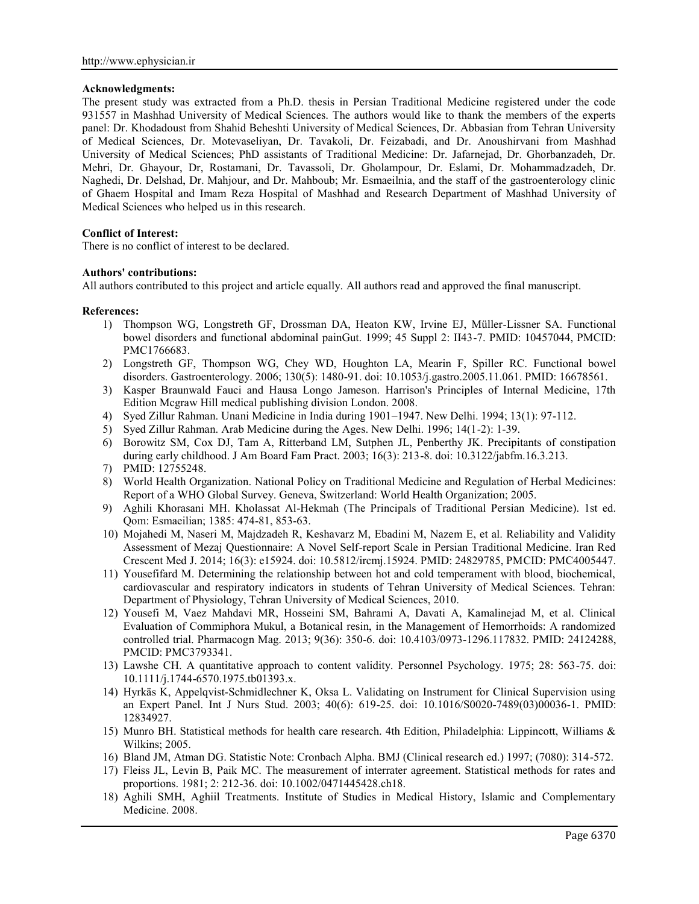**Acknowledgments:**

The present study was extracted from a Ph.D. thesis in Persian Traditional Medicine registered under the code 931557 in Mashhad University of Medical Sciences. The authors would like to thank the members of the experts panel: Dr. Khodadoust from Shahid Beheshti University of Medical Sciences, Dr. Abbasian from Tehran University of Medical Sciences, Dr. Motevaseliyan, Dr. Tavakoli, Dr. Feizabadi, and Dr. Anoushirvani from Mashhad University of Medical Sciences; PhD assistants of Traditional Medicine: Dr. Jafarnejad, Dr. Ghorbanzadeh, Dr. Mehri, Dr. Ghayour, Dr, Rostamani, Dr. Tavassoli, Dr. Gholampour, Dr. Eslami, Dr. Mohammadzadeh, Dr. Naghedi, Dr. Delshad, Dr. Mahjour, and Dr. Mahboub; Mr. Esmaeilnia, and the staff of the gastroenterology clinic of Ghaem Hospital and Imam Reza Hospital of Mashhad and Research Department of Mashhad University of Medical Sciences who helped us in this research.

**Conflict of Interest:**

There is no conflict of interest to be declared.

**Authors' contributions:**

All authors contributed to this project and article equally. All authors read and approved the final manuscript.

**References:**

1) Thompson WG, Longstreth GF, Drossman DA, Heaton KW, Irvine EJ, Müller-Lissner SA. Functional bowel disorders and functional abdominal painGut. 1999; 45 Suppl 2: II43-7. PMID: 10457044, PMCID: PMC1766683.
2) Longstreth GF, Thompson WG, Chey WD, Houghton LA, Mearin F, Spiller RC. Functional bowel disorders. Gastroenterology. 2006; 130(5): 1480-91. doi: 10.1053/j.gastro.2005.11.061. PMID: 16678561.
3) Kasper Braunwald Fauci and Hausa Longo Jameson. Harrison's Principles of Internal Medicine, 17th Edition Mcgraw Hill medical publishing division London. 2008.
4) Syed Zillur Rahman. Unani Medicine in India during 1901–1947. New Delhi. 1994; 13(1): 97-112.
5) Syed Zillur Rahman. Arab Medicine during the Ages. New Delhi. 1996; 14(1-2): 1-39.
6) Borowitz SM, Cox DJ, Tam A, Ritterband LM, Sutphen JL, Penberthy JK. Precipitants of constipation during early childhood. J Am Board Fam Pract. 2003; 16(3): 213-8. doi: 10.3122/jabfm.16.3.213.
7) PMID: 12755248.
8) World Health Organization. National Policy on Traditional Medicine and Regulation of Herbal Medicines: Report of a WHO Global Survey. Geneva, Switzerland: World Health Organization; 2005.
9) Aghili Khorasani MH. Kholassat Al-Hekmah (The Principals of Traditional Persian Medicine). 1st ed. Qom: Esmaeilian; 1385: 474-81, 853-63.
10) Mojahedi M, Naseri M, Majdzadeh R, Keshavarz M, Ebadini M, Nazem E, et al. Reliability and Validity Assessment of Mezaj Questionnaire: A Novel Self-report Scale in Persian Traditional Medicine. Iran Red Crescent Med J. 2014; 16(3): e15924. doi: 10.5812/ircmj.15924. PMID: 24829785, PMCID: PMC4005447.
11) Yousefifard M. Determining the relationship between hot and cold temperament with blood, biochemical, cardiovascular and respiratory indicators in students of Tehran University of Medical Sciences. Tehran: Department of Physiology, Tehran University of Medical Sciences, 2010.
12) Yousefi M, Vaez Mahdavi MR, Hosseini SM, Bahrami A, Davati A, Kamalinejad M, et al. Clinical Evaluation of Commiphora Mukul, a Botanical resin, in the Management of Hemorrhoids: A randomized controlled trial. Pharmacogn Mag. 2013; 9(36): 350-6. doi: 10.4103/0973-1296.117832. PMID: 24124288, PMCID: PMC3793341.
13) Lawshe CH. A quantitative approach to content validity. Personnel Psychology. 1975; 28: 563-75. doi: 10.1111/j.1744-6570.1975.tb01393.x.
14) Hyrkäs K, Appelqvist-Schmidlechner K, Oksa L. Validating on Instrument for Clinical Supervision using an Expert Panel. Int J Nurs Stud. 2003; 40(6): 619-25. doi: 10.1016/S0020-7489(03)00036-1. PMID: 12834927.
15) Munro BH. Statistical methods for health care research. 4th Edition, Philadelphia: Lippincott, Williams & Wilkins; 2005.
16) Bland JM, Atman DG. Statistic Note: Cronbach Alpha. BMJ (Clinical research ed.) 1997; (7080): 314-572.
17) Fleiss JL, Levin B, Paik MC. The measurement of interrater agreement. Statistical methods for rates and proportions. 1981; 2: 212-36. doi: 10.1002/0471445428.ch18.
18) Aghili SMH, Aghiil Treatments. Institute of Studies in Medical History, Islamic and Complementary Medicine. 2008.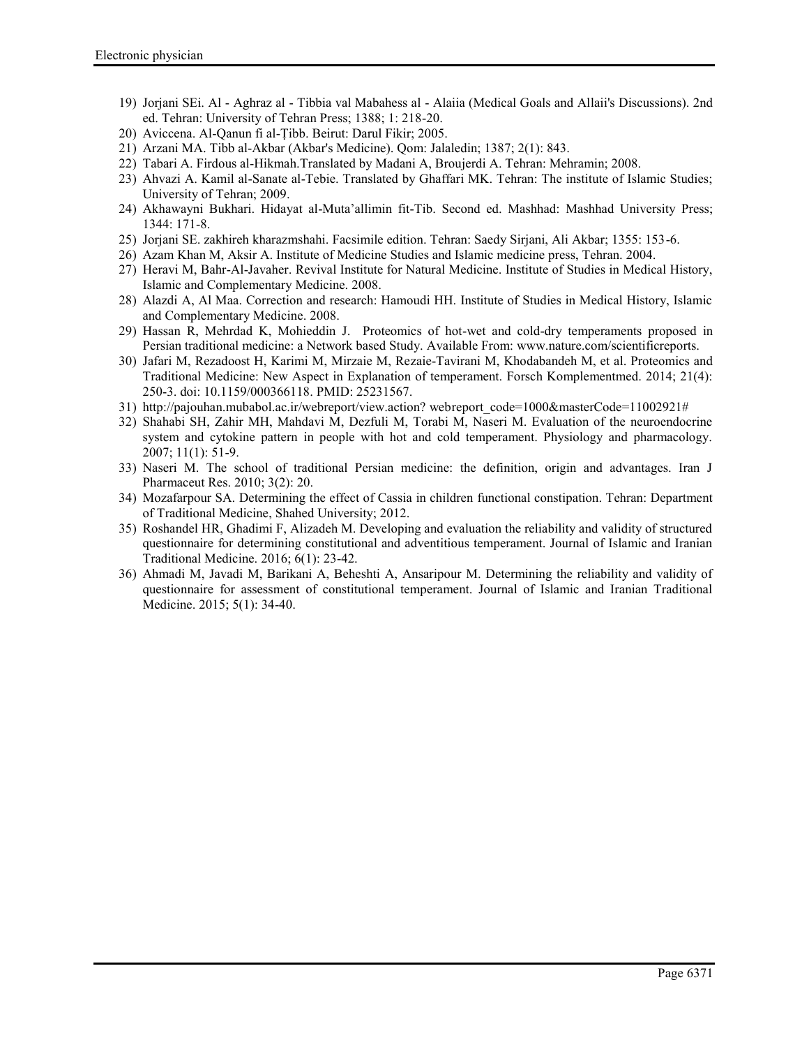19) Jorjani SEi. Al - Aghraz al - Tibbia val Mabahess al - Alaiia (Medical Goals and Allaii's Discussions). 2nd ed. Tehran: University of Tehran Press; 1388; 1: 218-20.
20) Aviccena. Al-Qanun fi al-Ţibb. Beirut: Darul Fikir; 2005.
21) Arzani MA. Tibb al-Akbar (Akbar's Medicine). Qom: Jalaledin; 1387; 2(1): 843.
22) Tabari A. Firdous al-Hikmah.Translated by Madani A, Broujerdi A. Tehran: Mehramin; 2008.
23) Ahvazi A. Kamil al-Sanate al-Tebie. Translated by Ghaffari MK. Tehran: The institute of Islamic Studies; University of Tehran; 2009.
24) Akhawayni Bukhari. Hidayat al-Muta'allimin fit-Tib. Second ed. Mashhad: Mashhad University Press; 1344: 171-8.
25) Jorjani SE. zakhireh kharazmshahi. Facsimile edition. Tehran: Saedy Sirjani, Ali Akbar; 1355: 153-6.
26) Azam Khan M, Aksir A. Institute of Medicine Studies and Islamic medicine press, Tehran. 2004.
27) Heravi M, Bahr-Al-Javaher. Revival Institute for Natural Medicine. Institute of Studies in Medical History, Islamic and Complementary Medicine. 2008.
28) Alazdi A, Al Maa. Correction and research: Hamoudi HH. Institute of Studies in Medical History, Islamic and Complementary Medicine. 2008.
29) Hassan R, Mehrdad K, Mohieddin J. Proteomics of hot-wet and cold-dry temperaments proposed in Persian traditional medicine: a Network based Study. Available From: www.nature.com/scientificreports.
30) Jafari M, Rezadoost H, Karimi M, Mirzaie M, Rezaie-Tavirani M, Khodabandeh M, et al. Proteomics and Traditional Medicine: New Aspect in Explanation of temperament. Forsch Komplementmed. 2014; 21(4): 250-3. doi: 10.1159/000366118. PMID: 25231567.
31) http://pajouhan.mubabol.ac.ir/webreport/view.action? webreport_code=1000&masterCode=11002921#
32) Shahabi SH, Zahir MH, Mahdavi M, Dezfuli M, Torabi M, Naseri M. Evaluation of the neuroendocrine system and cytokine pattern in people with hot and cold temperament. Physiology and pharmacology. 2007; 11(1): 51-9.
33) Naseri M. The school of traditional Persian medicine: the definition, origin and advantages. Iran J Pharmaceut Res. 2010; 3(2): 20.
34) Mozafarpour SA. Determining the effect of Cassia in children functional constipation. Tehran: Department of Traditional Medicine, Shahed University; 2012.
35) Roshandel HR, Ghadimi F, Alizadeh M. Developing and evaluation the reliability and validity of structured questionnaire for determining constitutional and adventitious temperament. Journal of Islamic and Iranian Traditional Medicine. 2016; 6(1): 23-42.
36) Ahmadi M, Javadi M, Barikani A, Beheshti A, Ansaripour M. Determining the reliability and validity of questionnaire for assessment of constitutional temperament. Journal of Islamic and Iranian Traditional Medicine. 2015; 5(1): 34-40.